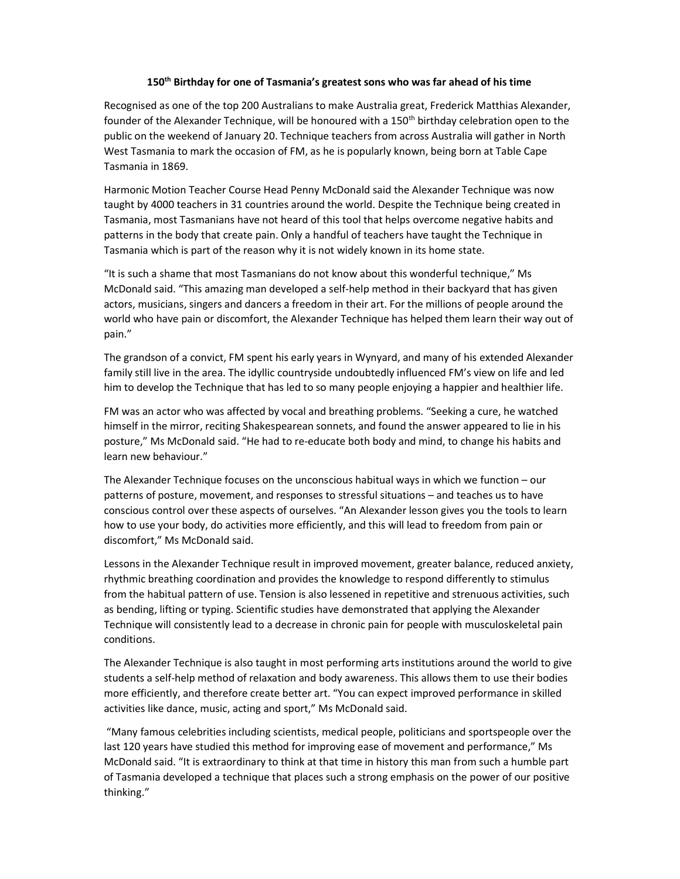# 150th Birthday for one of Tasmania's greatest sons who was far ahead of his time

Recognised as one of the top 200 Australians to make Australia great, Frederick Matthias Alexander, founder of the Alexander Technique, will be honoured with a 150th birthday celebration open to the public on the weekend of January 20. Technique teachers from across Australia will gather in North West Tasmania to mark the occasion of FM, as he is popularly known, being born at Table Cape Tasmania in 1869.

Harmonic Motion Teacher Course Head Penny McDonald said the Alexander Technique was now taught by 4000 teachers in 31 countries around the world. Despite the Technique being created in Tasmania, most Tasmanians have not heard of this tool that helps overcome negative habits and patterns in the body that create pain. Only a handful of teachers have taught the Technique in Tasmania which is part of the reason why it is not widely known in its home state.

"It is such a shame that most Tasmanians do not know about this wonderful technique," Ms McDonald said. "This amazing man developed a self-help method in their backyard that has given actors, musicians, singers and dancers a freedom in their art. For the millions of people around the world who have pain or discomfort, the Alexander Technique has helped them learn their way out of pain."

The grandson of a convict, FM spent his early years in Wynyard, and many of his extended Alexander family still live in the area. The idyllic countryside undoubtedly influenced FM's view on life and led him to develop the Technique that has led to so many people enjoying a happier and healthier life.

FM was an actor who was affected by vocal and breathing problems. "Seeking a cure, he watched himself in the mirror, reciting Shakespearean sonnets, and found the answer appeared to lie in his posture," Ms McDonald said. "He had to re-educate both body and mind, to change his habits and learn new behaviour."

The Alexander Technique focuses on the unconscious habitual ways in which we function – our patterns of posture, movement, and responses to stressful situations – and teaches us to have conscious control over these aspects of ourselves. "An Alexander lesson gives you the tools to learn how to use your body, do activities more efficiently, and this will lead to freedom from pain or discomfort," Ms McDonald said.

Lessons in the Alexander Technique result in improved movement, greater balance, reduced anxiety, rhythmic breathing coordination and provides the knowledge to respond differently to stimulus from the habitual pattern of use. Tension is also lessened in repetitive and strenuous activities, such as bending, lifting or typing. Scientific studies have demonstrated that applying the Alexander Technique will consistently lead to a decrease in chronic pain for people with musculoskeletal pain conditions.

The Alexander Technique is also taught in most performing arts institutions around the world to give students a self-help method of relaxation and body awareness. This allows them to use their bodies more efficiently, and therefore create better art. "You can expect improved performance in skilled activities like dance, music, acting and sport," Ms McDonald said.

"Many famous celebrities including scientists, medical people, politicians and sportspeople over the last 120 years have studied this method for improving ease of movement and performance," Ms McDonald said. "It is extraordinary to think at that time in history this man from such a humble part of Tasmania developed a technique that places such a strong emphasis on the power of our positive thinking."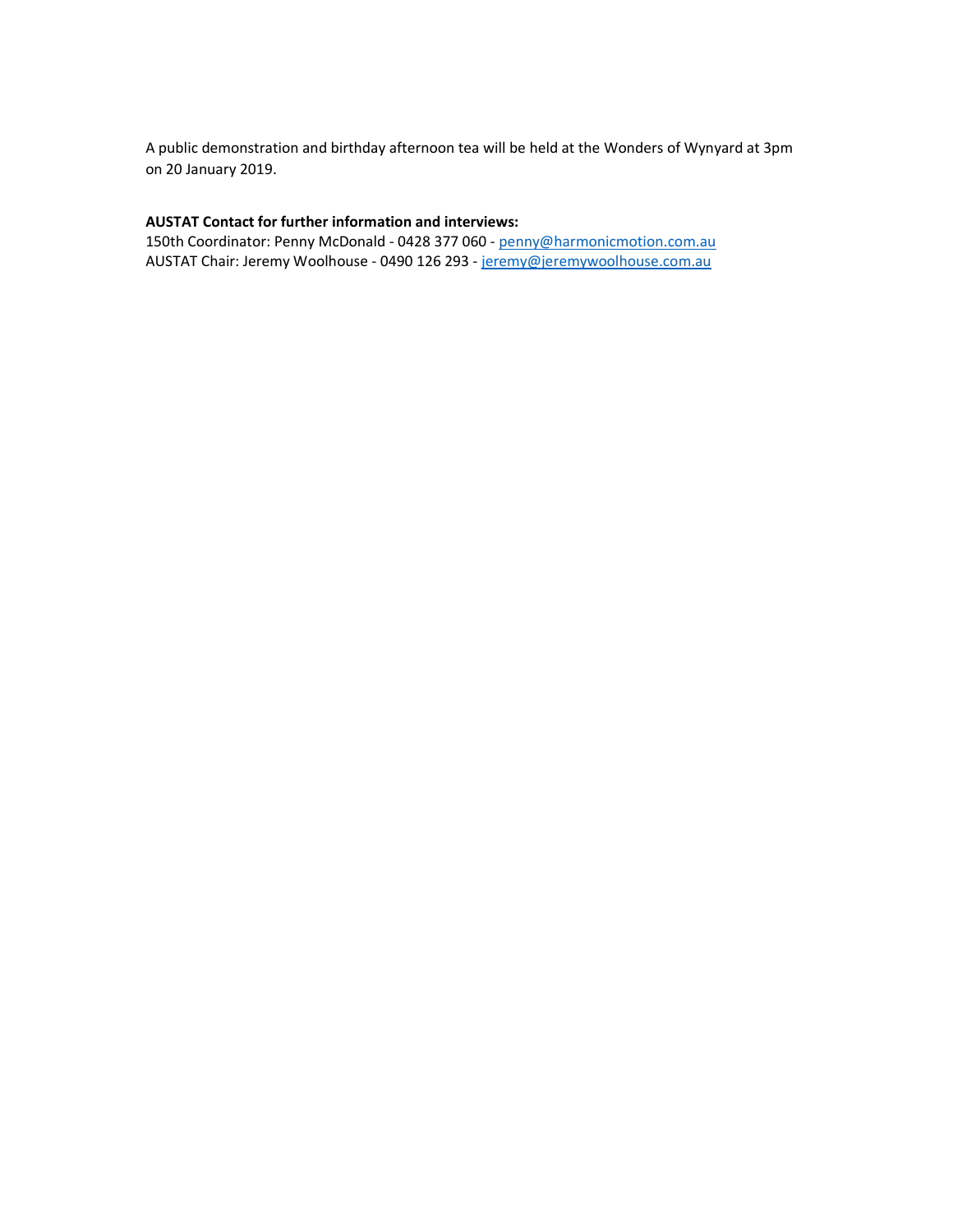A public demonstration and birthday afternoon tea will be held at the Wonders of Wynyard at 3pm on 20 January 2019.

**AUSTAT Contact for further information and interviews:**
150th Coordinator: Penny McDonald - 0428 377 060 - penny@harmonicmotion.com.au
AUSTAT Chair: Jeremy Woolhouse - 0490 126 293 - jeremy@jeremywoolhouse.com.au